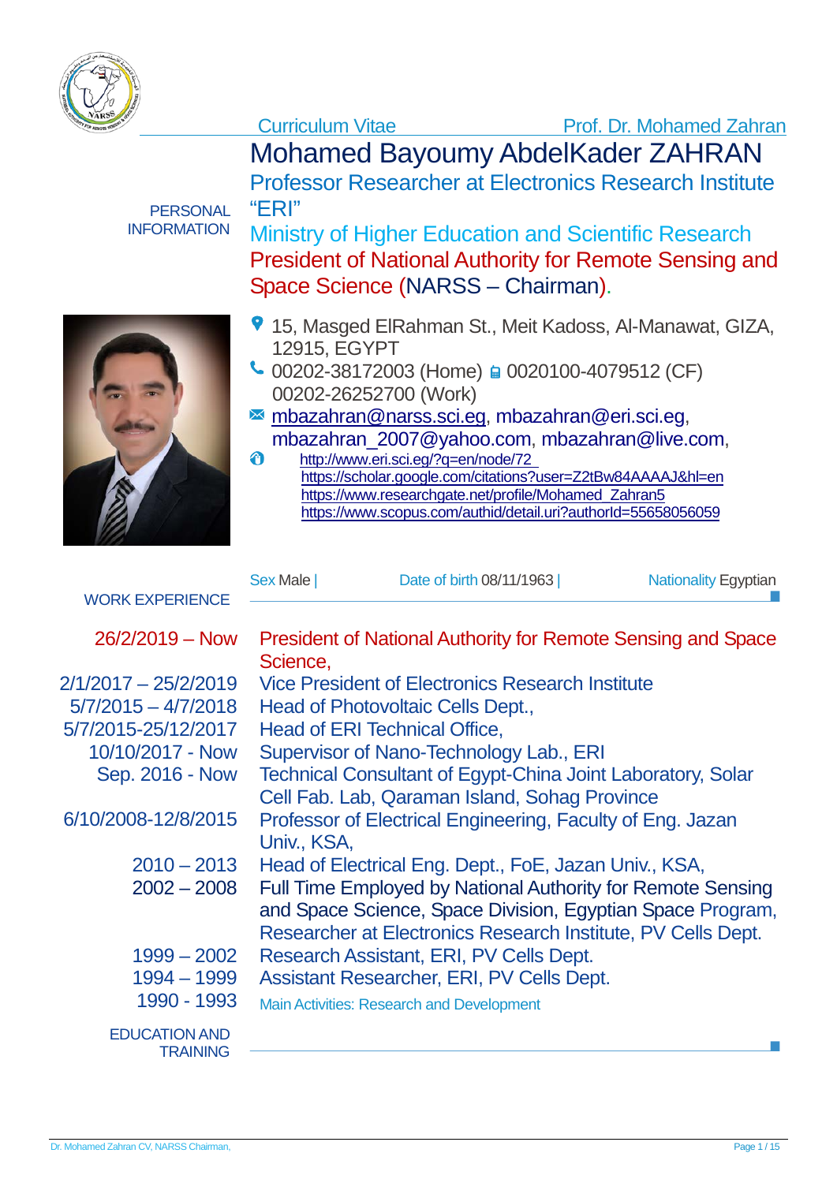Curriculum Vitae — Prof. Dr. Mohamed Zahran

# Mohamed Bayoumy AbdelKader ZAHRAN

## PERSONAL INFORMATION

Professor Researcher at Electronics Research Institute "ERI"
Ministry of Higher Education and Scientific Research
President of National Authority for Remote Sensing and Space Science (NARSS – Chairman).

- 15, Masged ElRahman St., Meit Kadoss, Al-Manawat, GIZA, 12915, EGYPT
- 00202-38172003 (Home) 0020100-4079512 (CF) 00202-26252700 (Work)
- mbazahran@narss.sci.eg, mbazahran@eri.sci.eg, mbazahran_2007@yahoo.com, mbazahran@live.com,
- http://www.eri.sci.eg/?q=en/node/72
  https://scholar.google.com/citations?user=Z2tBw84AAAAJ&hl=en
  https://www.researchgate.net/profile/Mohamed_Zahran5
  https://www.scopus.com/authid/detail.uri?authorId=55658056059

Sex Male | Date of birth 08/11/1963 | Nationality Egyptian

## WORK EXPERIENCE

| | |
|---|---|
| 26/2/2019 – Now | President of National Authority for Remote Sensing and Space Science, |
| 2/1/2017 – 25/2/2019 | Vice President of Electronics Research Institute |
| 5/7/2015 – 4/7/2018 | Head of Photovoltaic Cells Dept., |
| 5/7/2015-25/12/2017 | Head of ERI Technical Office, |
| 10/10/2017 - Now | Supervisor of Nano-Technology Lab., ERI |
| Sep. 2016 - Now | Technical Consultant of Egypt-China Joint Laboratory, Solar Cell Fab. Lab, Qaraman Island, Sohag Province |
| 6/10/2008-12/8/2015 | Professor of Electrical Engineering, Faculty of Eng. Jazan Univ., KSA, |
| 2010 – 2013 | Head of Electrical Eng. Dept., FoE, Jazan Univ., KSA, |
| 2002 – 2008 | Full Time Employed by National Authority for Remote Sensing and Space Science, Space Division, Egyptian Space Program, Researcher at Electronics Research Institute, PV Cells Dept. |
| 1999 – 2002 | Research Assistant, ERI, PV Cells Dept. |
| 1994 – 1999 | Assistant Researcher, ERI, PV Cells Dept. |
| 1990 - 1993 | Main Activities: Research and Development |

## EDUCATION AND TRAINING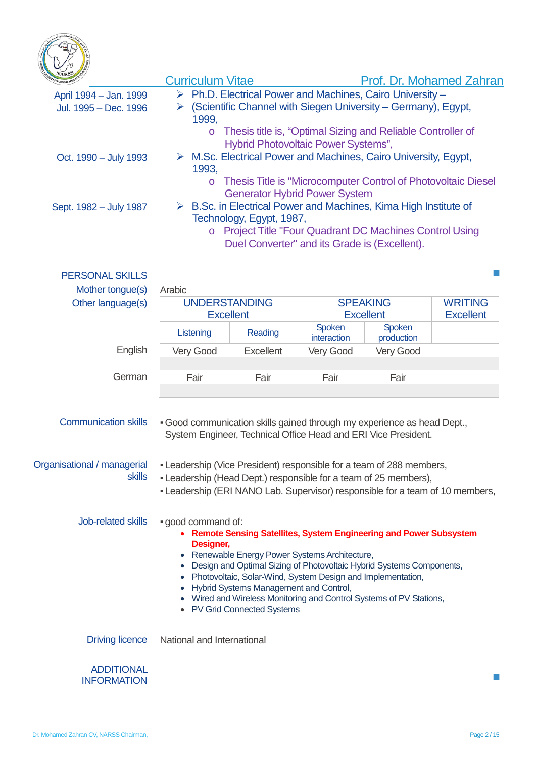Curriculum Vitae — Prof. Dr. Mohamed Zahran

April 1994 – Jan. 1999
Jul. 1995 – Dec. 1996

- Ph.D. Electrical Power and Machines, Cairo University – (Scientific Channel with Siegen University – Germany), Egypt, 1999,
  - Thesis title is, "Optimal Sizing and Reliable Controller of Hybrid Photovoltaic Power Systems",

Oct. 1990 – July 1993

- M.Sc. Electrical Power and Machines, Cairo University, Egypt, 1993,
  - Thesis Title is "Microcomputer Control of Photovoltaic Diesel Generator Hybrid Power System

Sept. 1982 – July 1987

- B.Sc. in Electrical Power and Machines, Kima High Institute of Technology, Egypt, 1987,
  - Project Title "Four Quadrant DC Machines Control Using Duel Converter" and its Grade is (Excellent).

## PERSONAL SKILLS

**Mother tongue(s)**: Arabic

**Other language(s)**

| | UNDERSTANDING Excellent | | SPEAKING Excellent | | WRITING Excellent |
|---|---|---|---|---|---|
| | Listening | Reading | Spoken interaction | Spoken production | |
| English | Very Good | Excellent | Very Good | Very Good | |
| German | Fair | Fair | Fair | Fair | |

**Communication skills**

- Good communication skills gained through my experience as head Dept., System Engineer, Technical Office Head and ERI Vice President.

**Organisational / managerial skills**

- Leadership (Vice President) responsible for a team of 288 members,
- Leadership (Head Dept.) responsible for a team of 25 members),
- Leadership (ERI NANO Lab. Supervisor) responsible for a team of 10 members,

**Job-related skills**

- good command of:
  - **Remote Sensing Satellites, System Engineering and Power Subsystem Designer,**
  - Renewable Energy Power Systems Architecture,
  - Design and Optimal Sizing of Photovoltaic Hybrid Systems Components,
  - Photovoltaic, Solar-Wind, System Design and Implementation,
  - Hybrid Systems Management and Control,
  - Wired and Wireless Monitoring and Control Systems of PV Stations,
  - PV Grid Connected Systems

**Driving licence**: National and International

## ADDITIONAL INFORMATION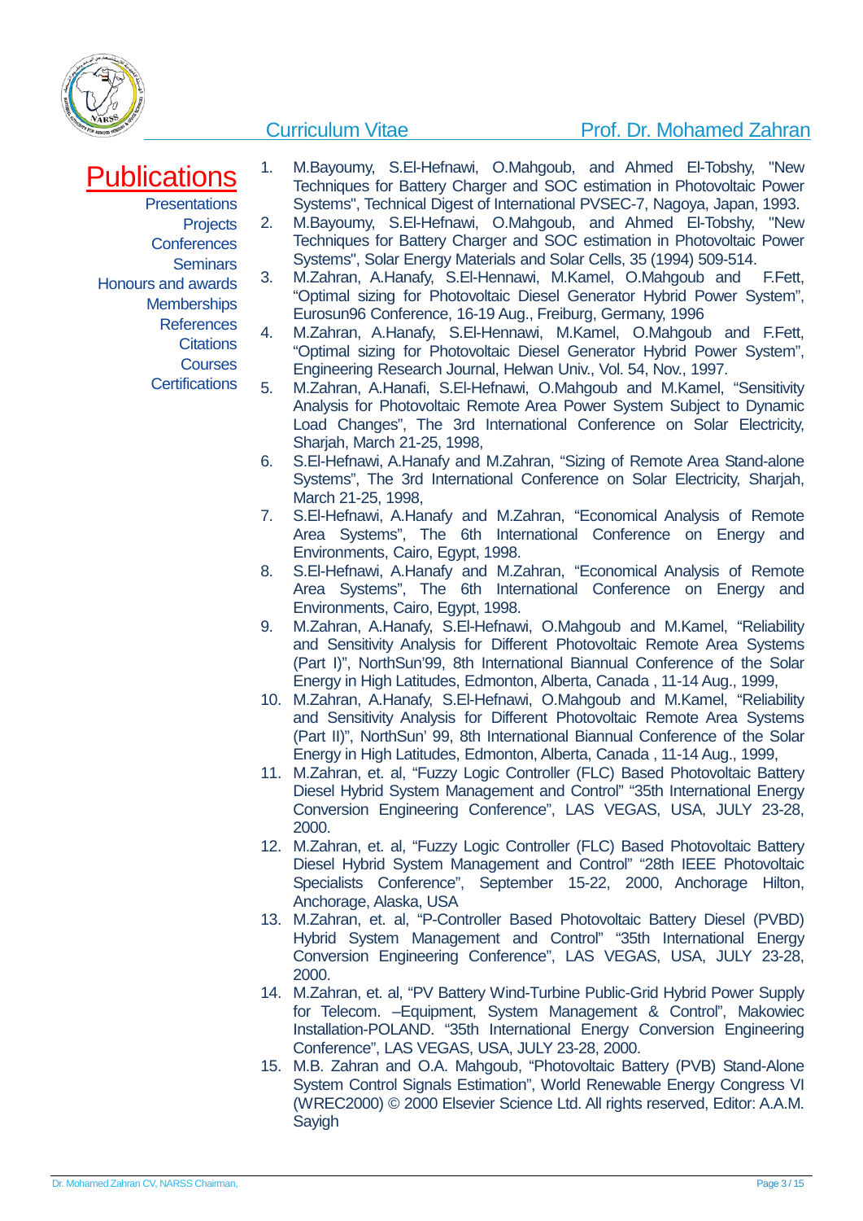# Publications

Presentations
Projects
Conferences
Seminars
Honours and awards
Memberships
References
Citations
Courses
Certifications

1. M.Bayoumy, S.El-Hefnawi, O.Mahgoub, and Ahmed El-Tobshy, "New Techniques for Battery Charger and SOC estimation in Photovoltaic Power Systems", Technical Digest of International PVSEC-7, Nagoya, Japan, 1993.
2. M.Bayoumy, S.El-Hefnawi, O.Mahgoub, and Ahmed El-Tobshy, "New Techniques for Battery Charger and SOC estimation in Photovoltaic Power Systems", Solar Energy Materials and Solar Cells, 35 (1994) 509-514.
3. M.Zahran, A.Hanafy, S.El-Hennawi, M.Kamel, O.Mahgoub and F.Fett, "Optimal sizing for Photovoltaic Diesel Generator Hybrid Power System", Eurosun96 Conference, 16-19 Aug., Freiburg, Germany, 1996
4. M.Zahran, A.Hanafy, S.El-Hennawi, M.Kamel, O.Mahgoub and F.Fett, "Optimal sizing for Photovoltaic Diesel Generator Hybrid Power System", Engineering Research Journal, Helwan Univ., Vol. 54, Nov., 1997.
5. M.Zahran, A.Hanafi, S.El-Hefnawi, O.Mahgoub and M.Kamel, "Sensitivity Analysis for Photovoltaic Remote Area Power System Subject to Dynamic Load Changes", The 3rd International Conference on Solar Electricity, Sharjah, March 21-25, 1998,
6. S.El-Hefnawi, A.Hanafy and M.Zahran, "Sizing of Remote Area Stand-alone Systems", The 3rd International Conference on Solar Electricity, Sharjah, March 21-25, 1998,
7. S.El-Hefnawi, A.Hanafy and M.Zahran, "Economical Analysis of Remote Area Systems", The 6th International Conference on Energy and Environments, Cairo, Egypt, 1998.
8. S.El-Hefnawi, A.Hanafy and M.Zahran, "Economical Analysis of Remote Area Systems", The 6th International Conference on Energy and Environments, Cairo, Egypt, 1998.
9. M.Zahran, A.Hanafy, S.El-Hefnawi, O.Mahgoub and M.Kamel, "Reliability and Sensitivity Analysis for Different Photovoltaic Remote Area Systems (Part I)", NorthSun'99, 8th International Biannual Conference of the Solar Energy in High Latitudes, Edmonton, Alberta, Canada , 11-14 Aug., 1999,
10. M.Zahran, A.Hanafy, S.El-Hefnawi, O.Mahgoub and M.Kamel, "Reliability and Sensitivity Analysis for Different Photovoltaic Remote Area Systems (Part II)", NorthSun' 99, 8th International Biannual Conference of the Solar Energy in High Latitudes, Edmonton, Alberta, Canada , 11-14 Aug., 1999,
11. M.Zahran, et. al, "Fuzzy Logic Controller (FLC) Based Photovoltaic Battery Diesel Hybrid System Management and Control" "35th International Energy Conversion Engineering Conference", LAS VEGAS, USA, JULY 23-28, 2000.
12. M.Zahran, et. al, "Fuzzy Logic Controller (FLC) Based Photovoltaic Battery Diesel Hybrid System Management and Control" "28th IEEE Photovoltaic Specialists Conference", September 15-22, 2000, Anchorage Hilton, Anchorage, Alaska, USA
13. M.Zahran, et. al, "P-Controller Based Photovoltaic Battery Diesel (PVBD) Hybrid System Management and Control" "35th International Energy Conversion Engineering Conference", LAS VEGAS, USA, JULY 23-28, 2000.
14. M.Zahran, et. al, "PV Battery Wind-Turbine Public-Grid Hybrid Power Supply for Telecom. –Equipment, System Management & Control", Makowiec Installation-POLAND. "35th International Energy Conversion Engineering Conference", LAS VEGAS, USA, JULY 23-28, 2000.
15. M.B. Zahran and O.A. Mahgoub, "Photovoltaic Battery (PVB) Stand-Alone System Control Signals Estimation", World Renewable Energy Congress VI (WREC2000) © 2000 Elsevier Science Ltd. All rights reserved, Editor: A.A.M. Sayigh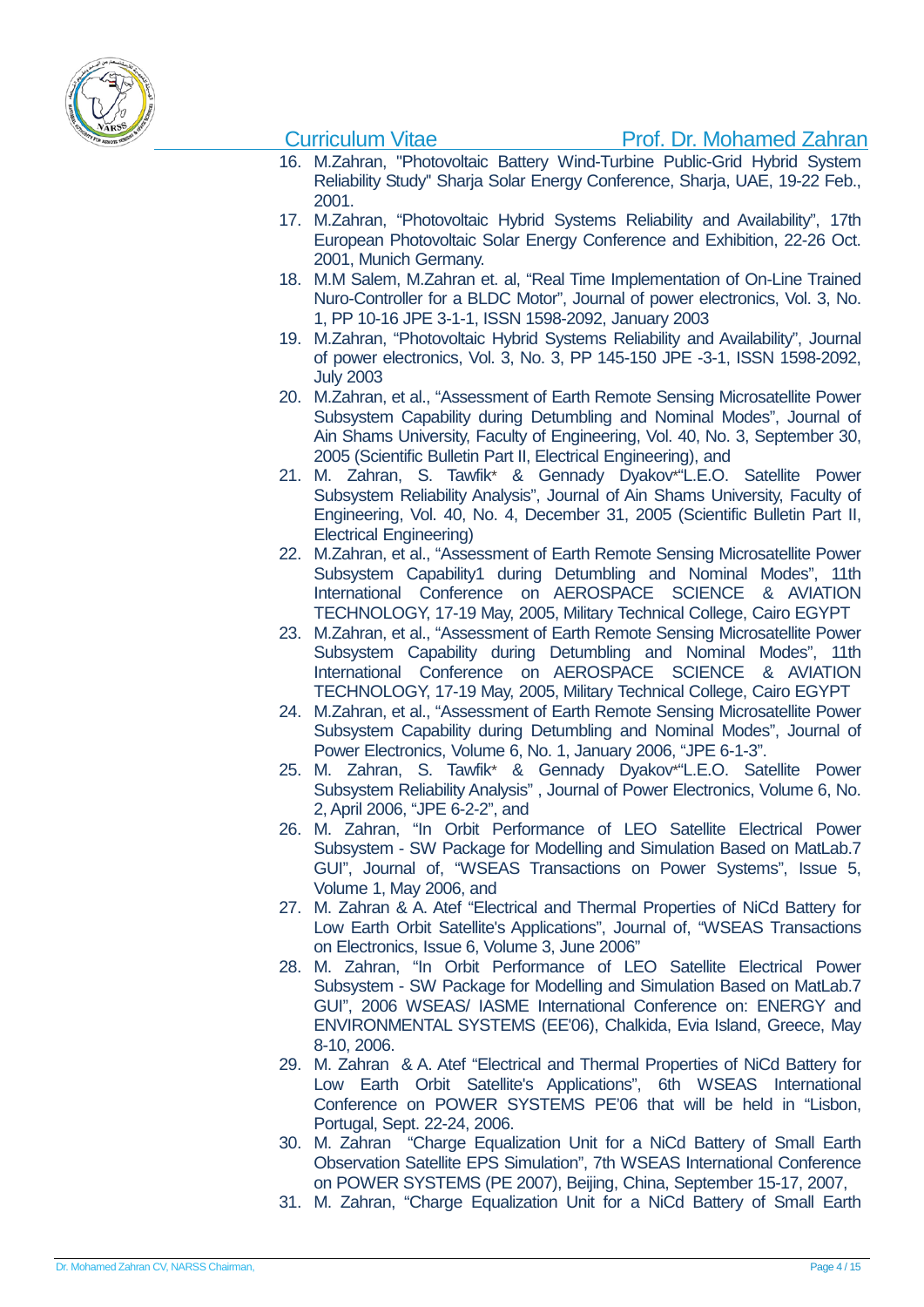16. M.Zahran, "Photovoltaic Battery Wind-Turbine Public-Grid Hybrid System Reliability Study" Sharja Solar Energy Conference, Sharja, UAE, 19-22 Feb., 2001.
17. M.Zahran, "Photovoltaic Hybrid Systems Reliability and Availability", 17th European Photovoltaic Solar Energy Conference and Exhibition, 22-26 Oct. 2001, Munich Germany.
18. M.M Salem, M.Zahran et. al, "Real Time Implementation of On-Line Trained Nuro-Controller for a BLDC Motor", Journal of power electronics, Vol. 3, No. 1, PP 10-16 JPE 3-1-1, ISSN 1598-2092, January 2003
19. M.Zahran, "Photovoltaic Hybrid Systems Reliability and Availability", Journal of power electronics, Vol. 3, No. 3, PP 145-150 JPE -3-1, ISSN 1598-2092, July 2003
20. M.Zahran, et al., "Assessment of Earth Remote Sensing Microsatellite Power Subsystem Capability during Detumbling and Nominal Modes", Journal of Ain Shams University, Faculty of Engineering, Vol. 40, No. 3, September 30, 2005 (Scientific Bulletin Part II, Electrical Engineering), and
21. M. Zahran, S. Tawfik* & Gennady Dyakov*"L.E.O. Satellite Power Subsystem Reliability Analysis", Journal of Ain Shams University, Faculty of Engineering, Vol. 40, No. 4, December 31, 2005 (Scientific Bulletin Part II, Electrical Engineering)
22. M.Zahran, et al., "Assessment of Earth Remote Sensing Microsatellite Power Subsystem Capability1 during Detumbling and Nominal Modes", 11th International Conference on AEROSPACE SCIENCE & AVIATION TECHNOLOGY, 17-19 May, 2005, Military Technical College, Cairo EGYPT
23. M.Zahran, et al., "Assessment of Earth Remote Sensing Microsatellite Power Subsystem Capability during Detumbling and Nominal Modes", 11th International Conference on AEROSPACE SCIENCE & AVIATION TECHNOLOGY, 17-19 May, 2005, Military Technical College, Cairo EGYPT
24. M.Zahran, et al., "Assessment of Earth Remote Sensing Microsatellite Power Subsystem Capability during Detumbling and Nominal Modes", Journal of Power Electronics, Volume 6, No. 1, January 2006, "JPE 6-1-3".
25. M. Zahran, S. Tawfik* & Gennady Dyakov*"L.E.O. Satellite Power Subsystem Reliability Analysis" , Journal of Power Electronics, Volume 6, No. 2, April 2006, "JPE 6-2-2", and
26. M. Zahran, "In Orbit Performance of LEO Satellite Electrical Power Subsystem - SW Package for Modelling and Simulation Based on MatLab.7 GUI", Journal of, "WSEAS Transactions on Power Systems", Issue 5, Volume 1, May 2006, and
27. M. Zahran & A. Atef "Electrical and Thermal Properties of NiCd Battery for Low Earth Orbit Satellite's Applications", Journal of, "WSEAS Transactions on Electronics, Issue 6, Volume 3, June 2006"
28. M. Zahran, "In Orbit Performance of LEO Satellite Electrical Power Subsystem - SW Package for Modelling and Simulation Based on MatLab.7 GUI", 2006 WSEAS/ IASME International Conference on: ENERGY and ENVIRONMENTAL SYSTEMS (EE'06), Chalkida, Evia Island, Greece, May 8-10, 2006.
29. M. Zahran & A. Atef "Electrical and Thermal Properties of NiCd Battery for Low Earth Orbit Satellite's Applications", 6th WSEAS International Conference on POWER SYSTEMS PE'06 that will be held in "Lisbon, Portugal, Sept. 22-24, 2006.
30. M. Zahran "Charge Equalization Unit for a NiCd Battery of Small Earth Observation Satellite EPS Simulation", 7th WSEAS International Conference on POWER SYSTEMS (PE 2007), Beijing, China, September 15-17, 2007,
31. M. Zahran, "Charge Equalization Unit for a NiCd Battery of Small Earth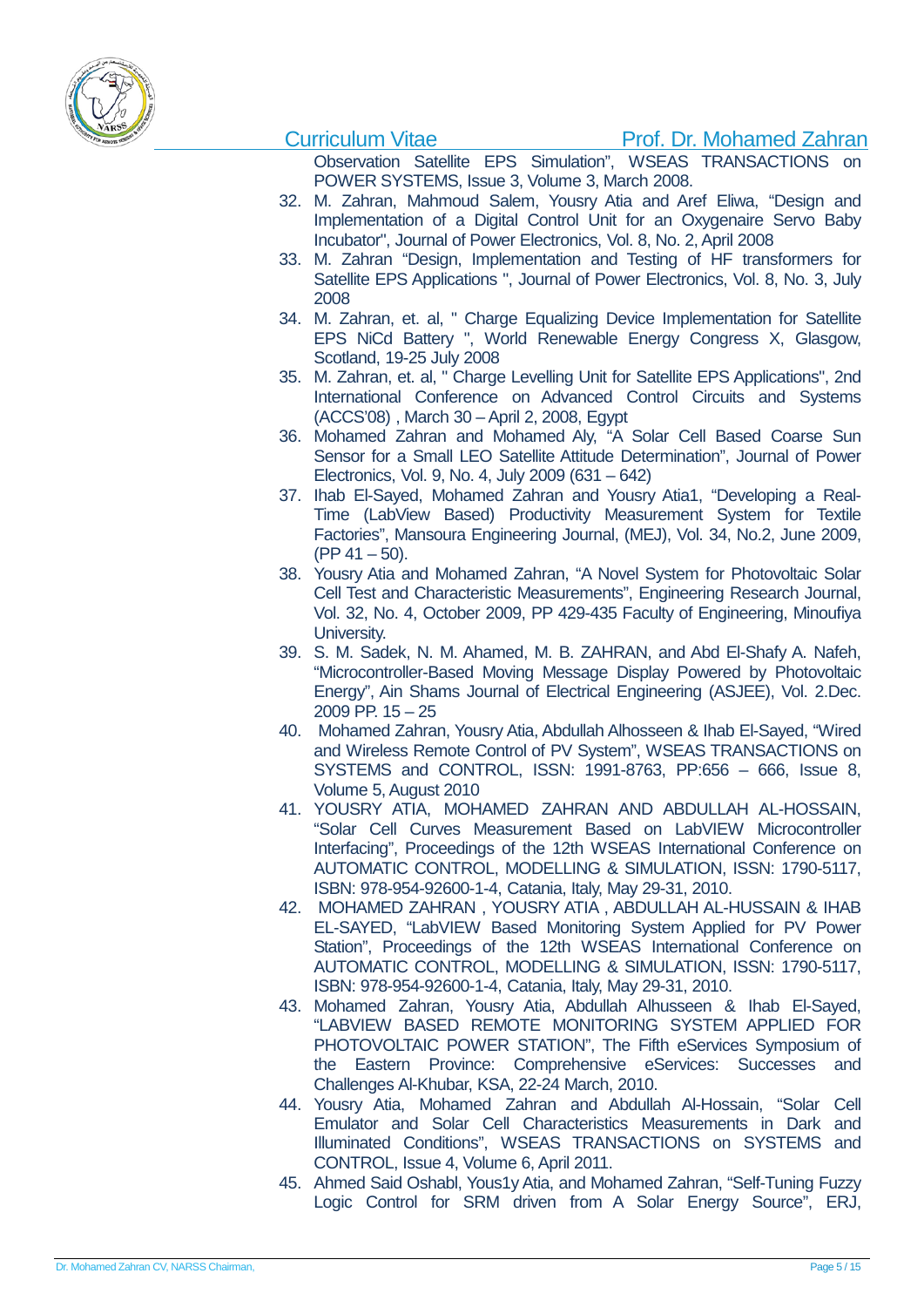Observation Satellite EPS Simulation", WSEAS TRANSACTIONS on POWER SYSTEMS, Issue 3, Volume 3, March 2008.

32. M. Zahran, Mahmoud Salem, Yousry Atia and Aref Eliwa, "Design and Implementation of a Digital Control Unit for an Oxygenaire Servo Baby Incubator", Journal of Power Electronics, Vol. 8, No. 2, April 2008
33. M. Zahran "Design, Implementation and Testing of HF transformers for Satellite EPS Applications ", Journal of Power Electronics, Vol. 8, No. 3, July 2008
34. M. Zahran, et. al, " Charge Equalizing Device Implementation for Satellite EPS NiCd Battery ", World Renewable Energy Congress X, Glasgow, Scotland, 19-25 July 2008
35. M. Zahran, et. al, " Charge Levelling Unit for Satellite EPS Applications", 2nd International Conference on Advanced Control Circuits and Systems (ACCS'08) , March 30 – April 2, 2008, Egypt
36. Mohamed Zahran and Mohamed Aly, "A Solar Cell Based Coarse Sun Sensor for a Small LEO Satellite Attitude Determination", Journal of Power Electronics, Vol. 9, No. 4, July 2009 (631 – 642)
37. Ihab El-Sayed, Mohamed Zahran and Yousry Atia1, "Developing a Real-Time (LabView Based) Productivity Measurement System for Textile Factories", Mansoura Engineering Journal, (MEJ), Vol. 34, No.2, June 2009, (PP 41 – 50).
38. Yousry Atia and Mohamed Zahran, "A Novel System for Photovoltaic Solar Cell Test and Characteristic Measurements", Engineering Research Journal, Vol. 32, No. 4, October 2009, PP 429-435 Faculty of Engineering, Minoufiya University.
39. S. M. Sadek, N. M. Ahamed, M. B. ZAHRAN, and Abd El-Shafy A. Nafeh, "Microcontroller-Based Moving Message Display Powered by Photovoltaic Energy", Ain Shams Journal of Electrical Engineering (ASJEE), Vol. 2.Dec. 2009 PP. 15 – 25
40. Mohamed Zahran, Yousry Atia, Abdullah Alhosseen & Ihab El-Sayed, "Wired and Wireless Remote Control of PV System", WSEAS TRANSACTIONS on SYSTEMS and CONTROL, ISSN: 1991-8763, PP:656 – 666, Issue 8, Volume 5, August 2010
41. YOUSRY ATIA, MOHAMED ZAHRAN AND ABDULLAH AL-HOSSAIN, "Solar Cell Curves Measurement Based on LabVIEW Microcontroller Interfacing", Proceedings of the 12th WSEAS International Conference on AUTOMATIC CONTROL, MODELLING & SIMULATION, ISSN: 1790-5117, ISBN: 978-954-92600-1-4, Catania, Italy, May 29-31, 2010.
42. MOHAMED ZAHRAN , YOUSRY ATIA , ABDULLAH AL-HUSSAIN & IHAB EL-SAYED, "LabVIEW Based Monitoring System Applied for PV Power Station", Proceedings of the 12th WSEAS International Conference on AUTOMATIC CONTROL, MODELLING & SIMULATION, ISSN: 1790-5117, ISBN: 978-954-92600-1-4, Catania, Italy, May 29-31, 2010.
43. Mohamed Zahran, Yousry Atia, Abdullah Alhusseen & Ihab El-Sayed, "LABVIEW BASED REMOTE MONITORING SYSTEM APPLIED FOR PHOTOVOLTAIC POWER STATION", The Fifth eServices Symposium of the Eastern Province: Comprehensive eServices: Successes and Challenges Al-Khubar, KSA, 22-24 March, 2010.
44. Yousry Atia, Mohamed Zahran and Abdullah Al-Hossain, "Solar Cell Emulator and Solar Cell Characteristics Measurements in Dark and Illuminated Conditions", WSEAS TRANSACTIONS on SYSTEMS and CONTROL, Issue 4, Volume 6, April 2011.
45. Ahmed Said Oshabl, Yous1y Atia, and Mohamed Zahran, "Self-Tuning Fuzzy Logic Control for SRM driven from A Solar Energy Source", ERJ,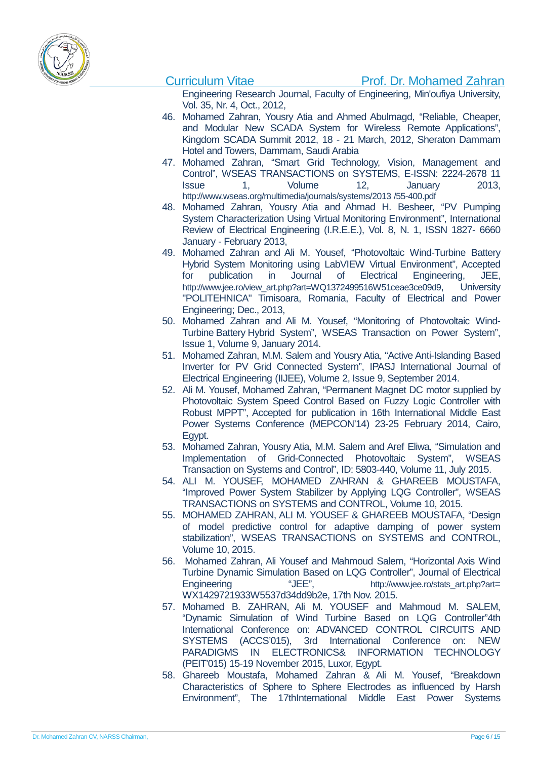Engineering Research Journal, Faculty of Engineering, Min'oufiya University, Vol. 35, Nr. 4, Oct., 2012,

46. Mohamed Zahran, Yousry Atia and Ahmed Abulmagd, "Reliable, Cheaper, and Modular New SCADA System for Wireless Remote Applications", Kingdom SCADA Summit 2012, 18 - 21 March, 2012, Sheraton Dammam Hotel and Towers, Dammam, Saudi Arabia
47. Mohamed Zahran, "Smart Grid Technology, Vision, Management and Control", WSEAS TRANSACTIONS on SYSTEMS, E-ISSN: 2224-2678 11 Issue 1, Volume 12, January 2013, http://www.wseas.org/multimedia/journals/systems/2013 /55-400.pdf
48. Mohamed Zahran, Yousry Atia and Ahmad H. Besheer, "PV Pumping System Characterization Using Virtual Monitoring Environment", International Review of Electrical Engineering (I.R.E.E.), Vol. 8, N. 1, ISSN 1827- 6660 January - February 2013,
49. Mohamed Zahran and Ali M. Yousef, "Photovoltaic Wind-Turbine Battery Hybrid System Monitoring using LabVIEW Virtual Environment", Accepted for publication in Journal of Electrical Engineering, JEE, http://www.jee.ro/view_art.php?art=WQ1372499516W51ceae3ce09d9, University "POLITEHNICA" Timisoara, Romania, Faculty of Electrical and Power Engineering; Dec., 2013,
50. Mohamed Zahran and Ali M. Yousef, "Monitoring of Photovoltaic Wind-Turbine Battery Hybrid System", WSEAS Transaction on Power System", Issue 1, Volume 9, January 2014.
51. Mohamed Zahran, M.M. Salem and Yousry Atia, "Active Anti-Islanding Based Inverter for PV Grid Connected System", IPASJ International Journal of Electrical Engineering (IIJEE), Volume 2, Issue 9, September 2014.
52. Ali M. Yousef, Mohamed Zahran, "Permanent Magnet DC motor supplied by Photovoltaic System Speed Control Based on Fuzzy Logic Controller with Robust MPPT", Accepted for publication in 16th International Middle East Power Systems Conference (MEPCON'14) 23-25 February 2014, Cairo, Egypt.
53. Mohamed Zahran, Yousry Atia, M.M. Salem and Aref Eliwa, "Simulation and Implementation of Grid-Connected Photovoltaic System", WSEAS Transaction on Systems and Control", ID: 5803-440, Volume 11, July 2015.
54. ALI M. YOUSEF, MOHAMED ZAHRAN & GHAREEB MOUSTAFA, "Improved Power System Stabilizer by Applying LQG Controller", WSEAS TRANSACTIONS on SYSTEMS and CONTROL, Volume 10, 2015.
55. MOHAMED ZAHRAN, ALI M. YOUSEF & GHAREEB MOUSTAFA, "Design of model predictive control for adaptive damping of power system stabilization", WSEAS TRANSACTIONS on SYSTEMS and CONTROL, Volume 10, 2015.
56. Mohamed Zahran, Ali Yousef and Mahmoud Salem, "Horizontal Axis Wind Turbine Dynamic Simulation Based on LQG Controller", Journal of Electrical Engineering "JEE", http://www.jee.ro/stats_art.php?art= WX1429721933W5537d34dd9b2e, 17th Nov. 2015.
57. Mohamed B. ZAHRAN, Ali M. YOUSEF and Mahmoud M. SALEM, "Dynamic Simulation of Wind Turbine Based on LQG Controller"4th International Conference on: ADVANCED CONTROL CIRCUITS AND SYSTEMS (ACCS'015), 3rd International Conference on: NEW PARADIGMS IN ELECTRONICS& INFORMATION TECHNOLOGY (PEIT'015) 15-19 November 2015, Luxor, Egypt.
58. Ghareeb Moustafa, Mohamed Zahran & Ali M. Yousef, "Breakdown Characteristics of Sphere to Sphere Electrodes as influenced by Harsh Environment", The 17thInternational Middle East Power Systems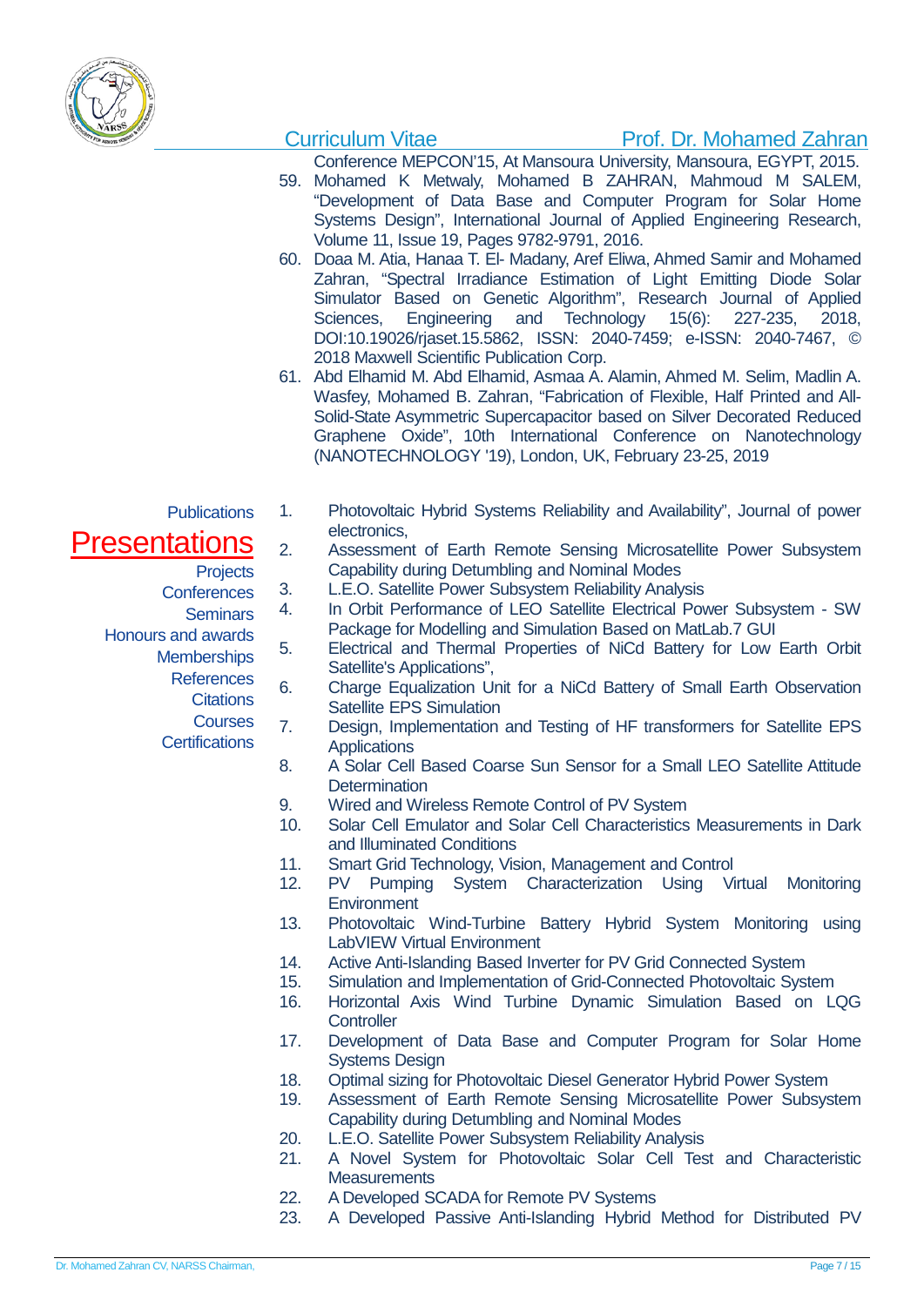Conference MEPCON'15, At Mansoura University, Mansoura, EGYPT, 2015.

59. Mohamed K Metwaly, Mohamed B ZAHRAN, Mahmoud M SALEM, "Development of Data Base and Computer Program for Solar Home Systems Design", International Journal of Applied Engineering Research, Volume 11, Issue 19, Pages 9782-9791, 2016.
60. Doaa M. Atia, Hanaa T. El- Madany, Aref Eliwa, Ahmed Samir and Mohamed Zahran, "Spectral Irradiance Estimation of Light Emitting Diode Solar Simulator Based on Genetic Algorithm", Research Journal of Applied Sciences, Engineering and Technology 15(6): 227-235, 2018, DOI:10.19026/rjaset.15.5862, ISSN: 2040-7459; e-ISSN: 2040-7467, © 2018 Maxwell Scientific Publication Corp.
61. Abd Elhamid M. Abd Elhamid, Asmaa A. Alamin, Ahmed M. Selim, Madlin A. Wasfey, Mohamed B. Zahran, "Fabrication of Flexible, Half Printed and All-Solid-State Asymmetric Supercapacitor based on Silver Decorated Reduced Graphene Oxide", 10th International Conference on Nanotechnology (NANOTECHNOLOGY '19), London, UK, February 23-25, 2019

Publications

# Presentations

Projects
Conferences
Seminars
Honours and awards
Memberships
References
Citations
Courses
Certifications

1. Photovoltaic Hybrid Systems Reliability and Availability", Journal of power electronics,
2. Assessment of Earth Remote Sensing Microsatellite Power Subsystem Capability during Detumbling and Nominal Modes
3. L.E.O. Satellite Power Subsystem Reliability Analysis
4. In Orbit Performance of LEO Satellite Electrical Power Subsystem - SW Package for Modelling and Simulation Based on MatLab.7 GUI
5. Electrical and Thermal Properties of NiCd Battery for Low Earth Orbit Satellite's Applications",
6. Charge Equalization Unit for a NiCd Battery of Small Earth Observation Satellite EPS Simulation
7. Design, Implementation and Testing of HF transformers for Satellite EPS Applications
8. A Solar Cell Based Coarse Sun Sensor for a Small LEO Satellite Attitude Determination
9. Wired and Wireless Remote Control of PV System
10. Solar Cell Emulator and Solar Cell Characteristics Measurements in Dark and Illuminated Conditions
11. Smart Grid Technology, Vision, Management and Control
12. PV Pumping System Characterization Using Virtual Monitoring Environment
13. Photovoltaic Wind-Turbine Battery Hybrid System Monitoring using LabVIEW Virtual Environment
14. Active Anti-Islanding Based Inverter for PV Grid Connected System
15. Simulation and Implementation of Grid-Connected Photovoltaic System
16. Horizontal Axis Wind Turbine Dynamic Simulation Based on LQG Controller
17. Development of Data Base and Computer Program for Solar Home Systems Design
18. Optimal sizing for Photovoltaic Diesel Generator Hybrid Power System
19. Assessment of Earth Remote Sensing Microsatellite Power Subsystem Capability during Detumbling and Nominal Modes
20. L.E.O. Satellite Power Subsystem Reliability Analysis
21. A Novel System for Photovoltaic Solar Cell Test and Characteristic Measurements
22. A Developed SCADA for Remote PV Systems
23. A Developed Passive Anti-Islanding Hybrid Method for Distributed PV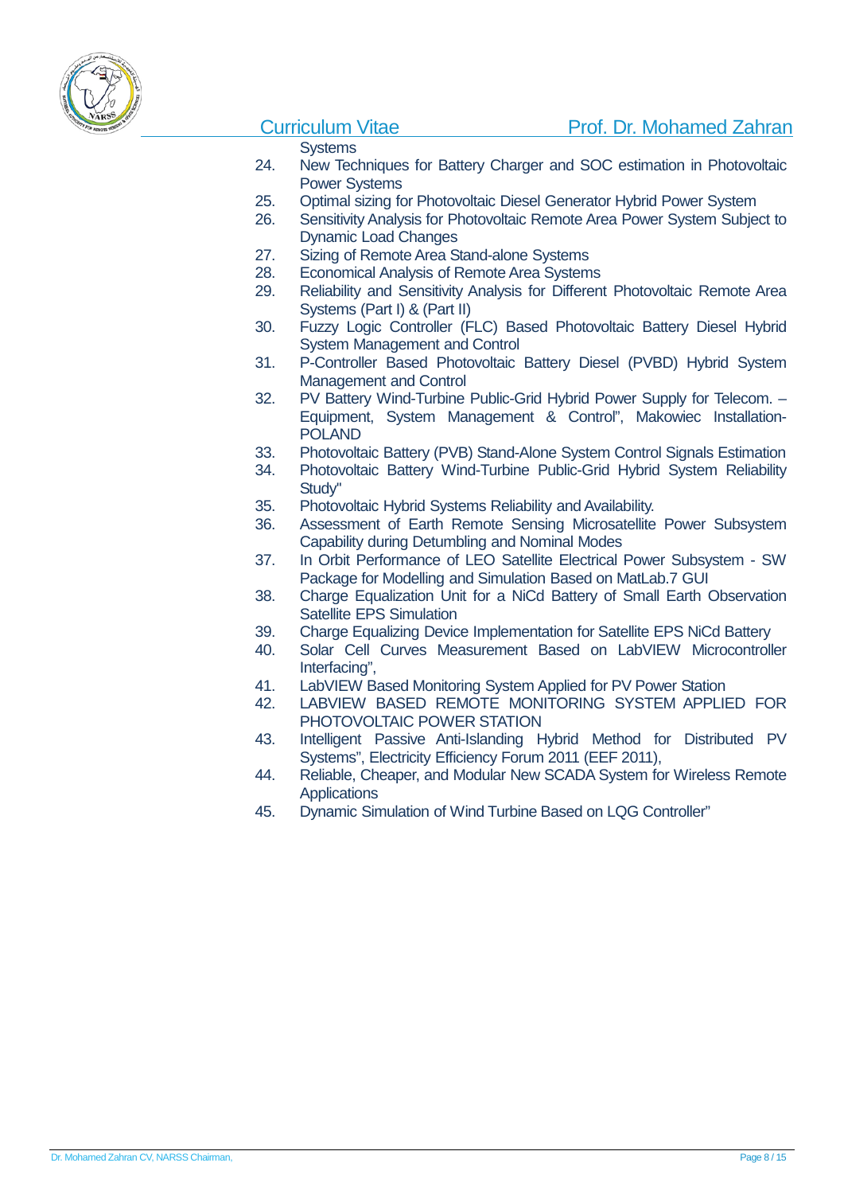Systems

24. New Techniques for Battery Charger and SOC estimation in Photovoltaic Power Systems
25. Optimal sizing for Photovoltaic Diesel Generator Hybrid Power System
26. Sensitivity Analysis for Photovoltaic Remote Area Power System Subject to Dynamic Load Changes
27. Sizing of Remote Area Stand-alone Systems
28. Economical Analysis of Remote Area Systems
29. Reliability and Sensitivity Analysis for Different Photovoltaic Remote Area Systems (Part I) & (Part II)
30. Fuzzy Logic Controller (FLC) Based Photovoltaic Battery Diesel Hybrid System Management and Control
31. P-Controller Based Photovoltaic Battery Diesel (PVBD) Hybrid System Management and Control
32. PV Battery Wind-Turbine Public-Grid Hybrid Power Supply for Telecom. – Equipment, System Management & Control", Makowiec Installation-POLAND
33. Photovoltaic Battery (PVB) Stand-Alone System Control Signals Estimation
34. Photovoltaic Battery Wind-Turbine Public-Grid Hybrid System Reliability Study"
35. Photovoltaic Hybrid Systems Reliability and Availability.
36. Assessment of Earth Remote Sensing Microsatellite Power Subsystem Capability during Detumbling and Nominal Modes
37. In Orbit Performance of LEO Satellite Electrical Power Subsystem - SW Package for Modelling and Simulation Based on MatLab.7 GUI
38. Charge Equalization Unit for a NiCd Battery of Small Earth Observation Satellite EPS Simulation
39. Charge Equalizing Device Implementation for Satellite EPS NiCd Battery
40. Solar Cell Curves Measurement Based on LabVIEW Microcontroller Interfacing",
41. LabVIEW Based Monitoring System Applied for PV Power Station
42. LABVIEW BASED REMOTE MONITORING SYSTEM APPLIED FOR PHOTOVOLTAIC POWER STATION
43. Intelligent Passive Anti-Islanding Hybrid Method for Distributed PV Systems", Electricity Efficiency Forum 2011 (EEF 2011),
44. Reliable, Cheaper, and Modular New SCADA System for Wireless Remote Applications
45. Dynamic Simulation of Wind Turbine Based on LQG Controller"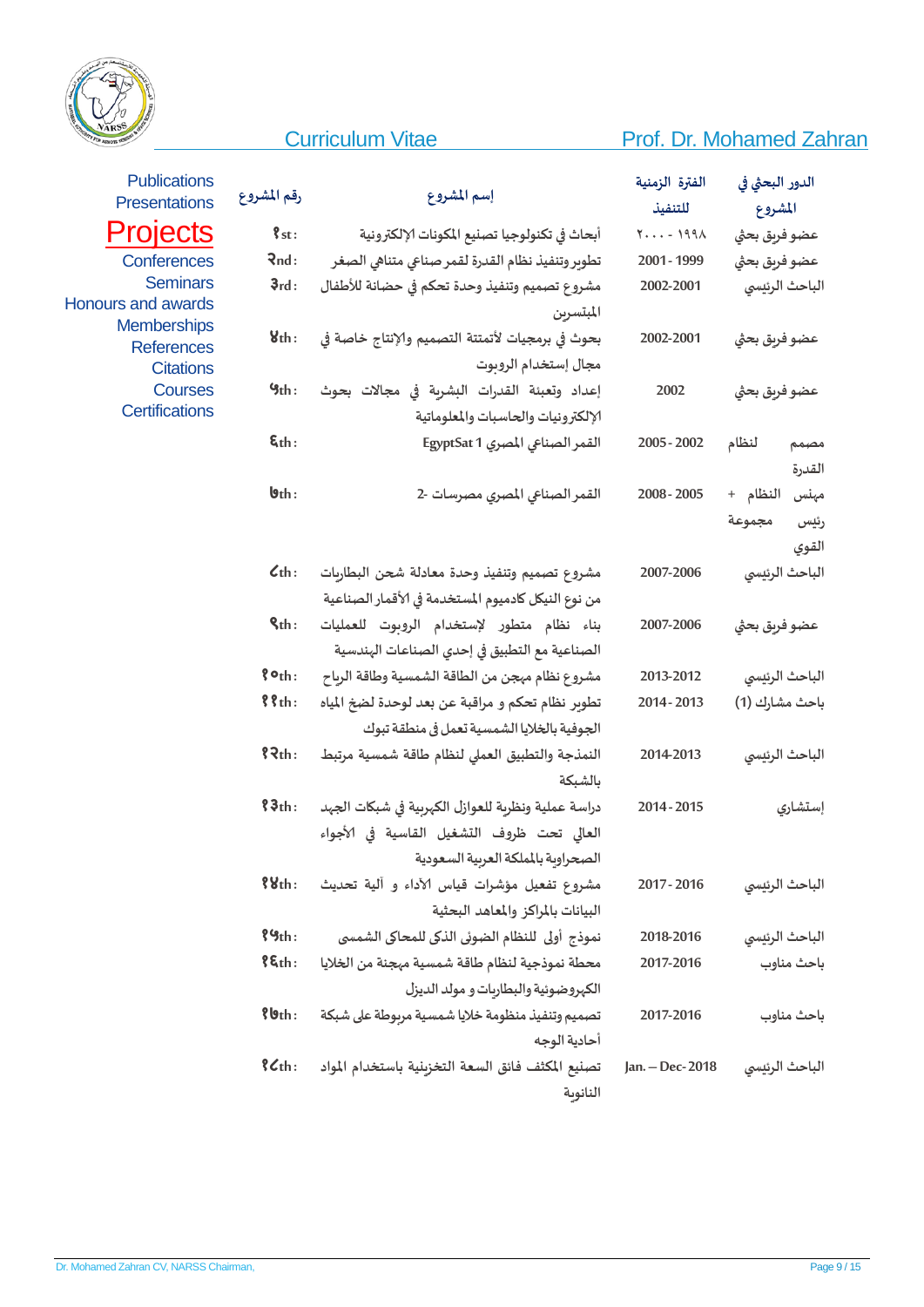Curriculum Vitae — Prof. Dr. Mohamed Zahran

Publications
Presentations
**Projects**
Conferences
Seminars
Honours and awards
Memberships
References
Citations
Courses
Certifications

| رقم المشروع | إسم المشروع | الفترة الزمنية للتنفيذ | الدور البحثي في المشروع |
|---|---|---|---|
| ١st: | أبحاث في تكنولوجيا تصنيع المكونات الإلكترونية | ١٩٩٨ - ٢٠٠٠ | عضو فريق بحثي |
| ٢nd: | تطوير وتنفيذ نظام القدرة لقمر صناعي متناهي الصغر | 1999 - 2001 | عضو فريق بحثي |
| ٣rd: | مشروع تصميم وتنفيذ وحدة تحكم في حضانة للأطفال المبتسرين | 2001-2002 | الباحث الرئيسي |
| ٤th: | بحوث في برمجيات لأتمتة التصميم والإنتاج خاصة في مجال إستخدام الروبوت | 2001-2002 | عضو فريق بحثي |
| ٥th: | إعداد وتعبئة القدرات البشرية في مجالات بحوث الإلكترونيات والحاسبات والمعلوماتية | 2002 | عضو فريق بحثي |
| ٦th: | القمر الصناعي المصري EgyptSat 1 | 2002 - 2005 | مصمم لنظام القدرة |
| ٧th: | القمر الصناعي المصري مصرسات -2 | 2005 - 2008 | مهنس النظام + رئيس مجموعة القوي |
| ٨th: | مشروع تصميم وتنفيذ وحدة معادلة شحن البطاريات من نوع النيكل كادميوم المستخدمة في الأقمار الصناعية | 2006-2007 | الباحث الرئيسي |
| ٩th: | بناء نظام متطور لإستخدام الروبوت للعمليات الصناعية مع التطبيق في إحدي الصناعات الهندسية | 2006-2007 | عضو فريق بحثي |
| ١٠th: | مشروع نظام مهجن من الطاقة الشمسية وطاقة الرياح | 2012-2013 | الباحث الرئيسي |
| ١١th: | تطوير نظام تحكم و مراقبة عن بعد لوحدة لضخ المياه الجوفية بالخلايا الشمسية تعمل في منطقة تبوك | 2013 - 2014 | باحث مشارك (1) |
| ١٢th: | النمذجة والتطبيق العملي لنظام طاقة شمسية مرتبط بالشبكة | 2013-2014 | الباحث الرئيسي |
| ١٣th: | دراسة عملية ونظرية للعوازل الكهربية في شبكات الجهد العالي تحت ظروف التشغيل القاسية في الأجواء الصحراوية بالمملكة العربية السعودية | 2014 - 2015 | إستشاري |
| ١٤th: | مشروع تفعيل مؤشرات قياس الاداء و آلية تحديث البيانات بالمراكز والمعاهد البحثية | 2016 - 2017 | الباحث الرئيسي |
| ١٥th: | نموذج أولى للنظام الضوئى الذكى للمحاكى الشمسى | 2016-2018 | الباحث الرئيسي |
| ١٦th: | محطة نموذجية لنظام طاقة شمسية مهجنة من الخلايا الكهروضوئية والبطاريات و مولد الديزل | 2016-2017 | باحث مناوب |
| ١٧th: | تصميم وتنفيذ منظومة خلايا شمسية مربوطة على شبكة أحادية الوجه | 2016-2017 | باحث مناوب |
| ١٨th: | تصنيع المكثف فائق السعة التخزينية باستخدام المواد النانوية | Jan. – Dec- 2018 | الباحث الرئيسي |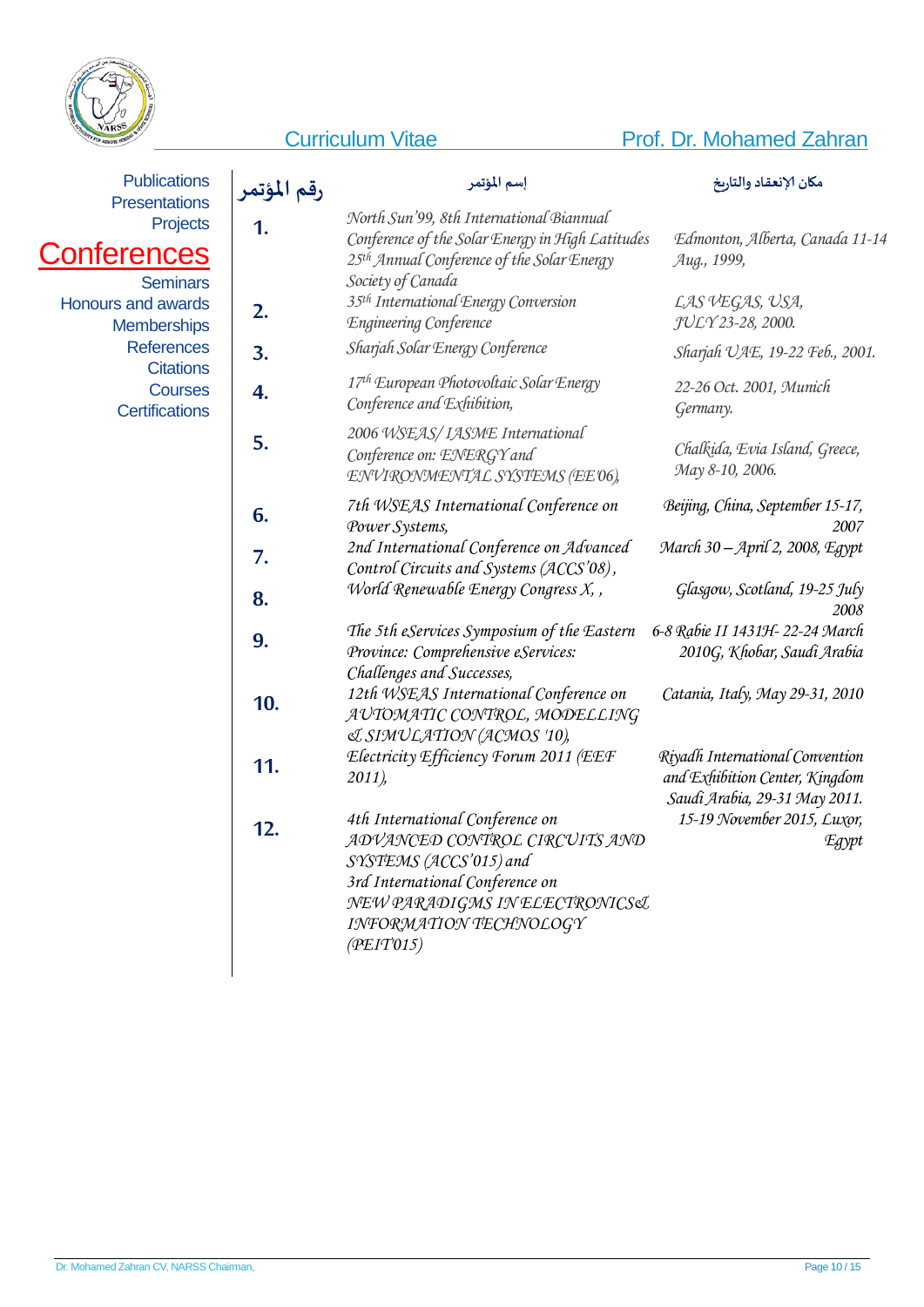Curriculum Vitae — Prof. Dr. Mohamed Zahran

Publications
Presentations
Projects
# Conferences
Seminars
Honours and awards
Memberships
References
Citations
Courses
Certifications

| رقم المؤتمر | إسم المؤتمر | مكان الإنعقاد والتاريخ |
|---|---|---|
| 1. | North Sun'99, 8th International Biannual Conference of the Solar Energy in High Latitudes 25th Annual Conference of the Solar Energy Society of Canada | Edmonton, Alberta, Canada 11-14 Aug., 1999, |
| 2. | 35th International Energy Conversion Engineering Conference | LAS VEGAS, USA, JULY 23-28, 2000. |
| 3. | Sharjah Solar Energy Conference | Sharjah UAE, 19-22 Feb., 2001. |
| 4. | 17th European Photovoltaic Solar Energy Conference and Exhibition, | 22-26 Oct. 2001, Munich Germany. |
| 5. | 2006 WSEAS/IASME International Conference on: ENERGY and ENVIRONMENTAL SYSTEMS (EE'06), | Chalkida, Evia Island, Greece, May 8-10, 2006. |
| 6. | 7th WSEAS International Conference on Power Systems, | Beijing, China, September 15-17, 2007 |
| 7. | 2nd International Conference on Advanced Control Circuits and Systems (ACCS'08), | March 30 – April 2, 2008, Egypt |
| 8. | World Renewable Energy Congress X, , | Glasgow, Scotland, 19-25 July 2008 |
| 9. | The 5th eServices Symposium of the Eastern Province: Comprehensive eServices: Challenges and Successes, | 6-8 Rabie II 1431H- 22-24 March 2010G, Khobar, Saudi Arabia |
| 10. | 12th WSEAS International Conference on AUTOMATIC CONTROL, MODELLING & SIMULATION (ACMOS '10), | Catania, Italy, May 29-31, 2010 |
| 11. | Electricity Efficiency Forum 2011 (EEF 2011), | Riyadh International Convention and Exhibition Center, Kingdom Saudi Arabia, 29-31 May 2011. |
| 12. | 4th International Conference on ADVANCED CONTROL CIRCUITS AND SYSTEMS (ACCS'015) and 3rd International Conference on NEW PARADIGMS IN ELECTRONICS& INFORMATION TECHNOLOGY (PEIT'015) | 15-19 November 2015, Luxor, Egypt |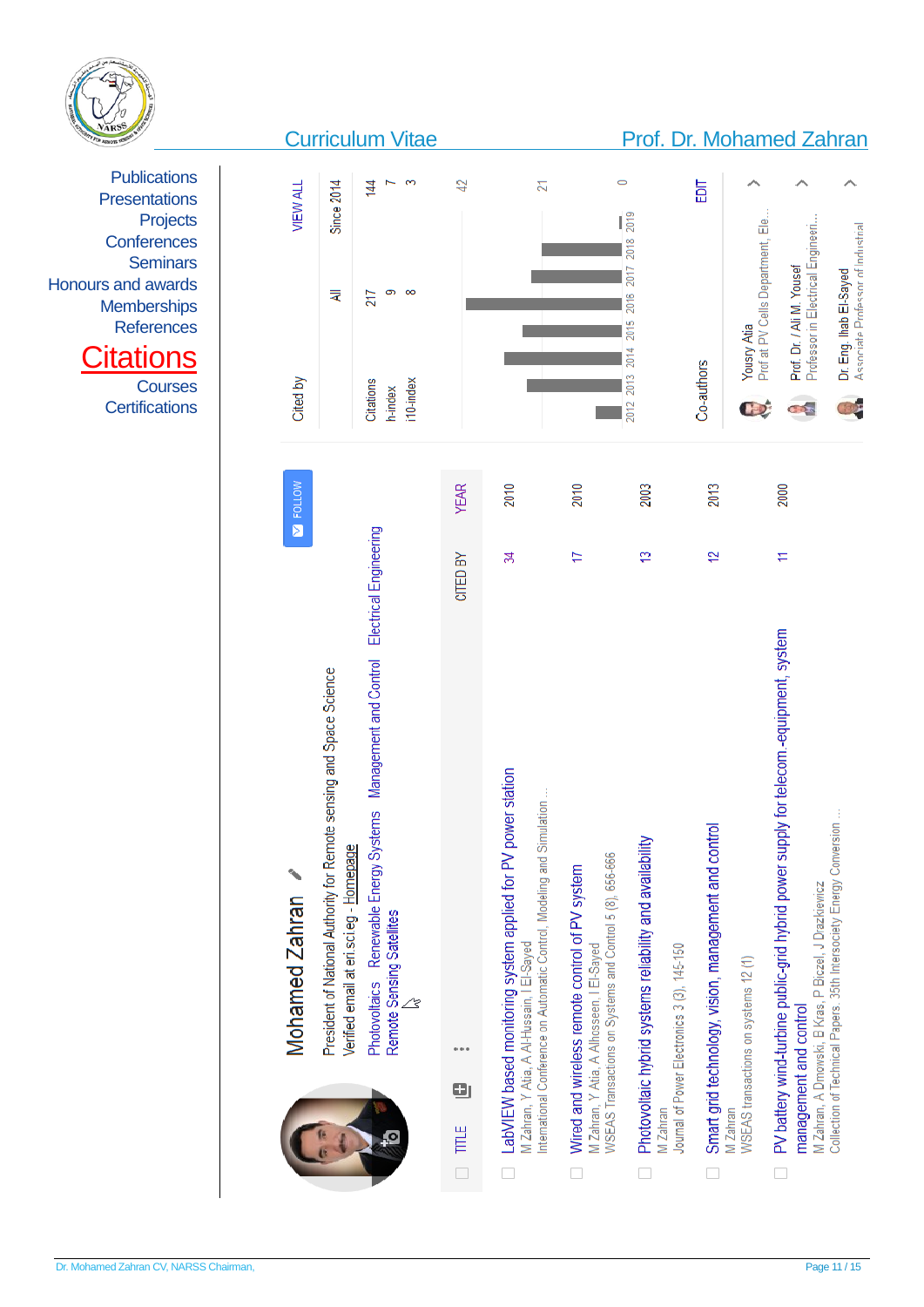Publications
Presentations
Projects
Conferences
Seminars
Honours and awards
Memberships
References

# Citations

Courses
Certifications

## Curriculum Vitae — Prof. Dr. Mohamed Zahran

### Mohamed Zahran

President of National Authority for Remote sensing and Space Science
Verified email at eri.sci.eg - Homepage
Photovoltaics   Renewable Energy Systems   Management and Control   Electrical Engineering
Remote Sensing Satellites

FOLLOW

| TITLE | CITED BY | YEAR |
|---|---|---|
| LabVIEW based monitoring system applied for PV power station<br>M Zahran, Y Atia, A Al-Hussain, I El-Sayed<br>International Conference on Automatic Control, Modeling and Simulation ... | 34 | 2010 |
| Wired and wireless remote control of PV system<br>M Zahran, Y Atia, A Alhosseen, I El-Sayed<br>WSEAS Transactions on Systems and Control 5 (8), 656-666 | 17 | 2010 |
| Photovoltaic hybrid systems reliability and availability<br>M Zahran<br>Journal of Power Electronics 3 (3), 145-150 | 13 | 2003 |
| Smart grid technology, vision, management and control<br>M Zahran<br>WSEAS transactions on systems 12 (1) | 12 | 2013 |
| PV battery wind-turbine public-grid hybrid power supply for telecom.-equipment, system management and control<br>M Zahran, A Dmowski, B Kras, P Biczel, J Drazkiewicz<br>Collection of Technical Papers. 35th Intersociety Energy Conversion ... | 11 | 2000 |

### Cited by

VIEW ALL

| | All | Since 2014 |
|---|---|---|
| Citations | 217 | 144 |
| h-index | 9 | 7 |
| i10-index | 8 | 3 |

Chart years: 2012 2013 2014 2015 2016 2017 2018 2019 (axis: 0, 21, 42)

### Co-authors

EDIT

- Yousry Atia — Prof at PV Cells Department, Ele...
- Prof. Dr. / Ali M. Yousef — Professor in Electrical Engineeri...
- Dr. Eng. Ihab El-Sayed — Associate Professor of Industrial...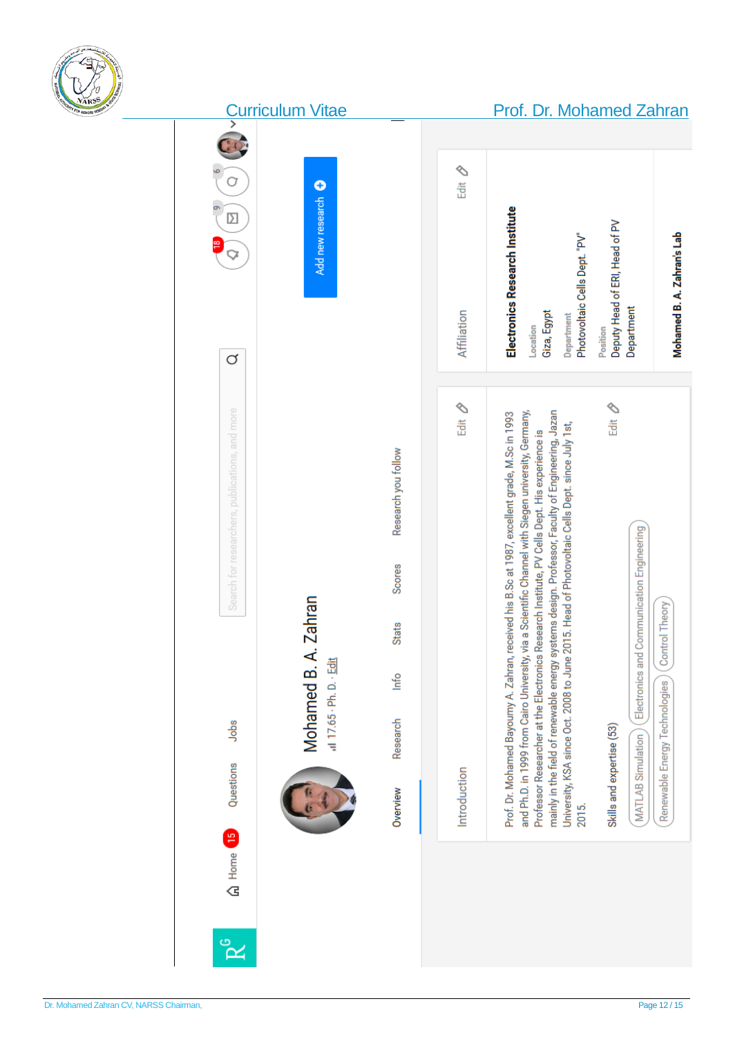## Curriculum Vitae

Home 15 Questions Jobs

Search for researchers, publications, and more

18 9 6

Add new research

# Mohamed B. A. Zahran

17.65 · Ph. D. · Edit

Overview | Research | Info | Stats | Scores | Research you follow

### Introduction

Edit

Prof. Dr. Mohamed Bayoumy A. Zahran, received his B.Sc at 1987, excellent grade, M.Sc in 1993 and Ph.D. in 1999 from Cairo University, via a Scientific Channel with Siegen university, Germany, Professor Researcher at the Electronics Research Institute, PV Cells Dept. His experience is mainly in the field of renewable energy systems design. Professor, Faculty of Engineering, Jazan University, KSA since Oct. 2008 to June 2015. Head of Photovoltaic Cells Dept. since July 1st, 2015.

Skills and expertise (53)

Edit

MATLAB Simulation | Electronics and Communication Engineering | Renewable Energy Technologies | Control Theory

### Affiliation

Edit

**Electronics Research Institute**

Location
Giza, Egypt

Department
Photovoltaic Cells Dept. "PV"

Position
Deputy Head of ERI, Head of PV Department

**Mohamed B. A. Zahran's Lab**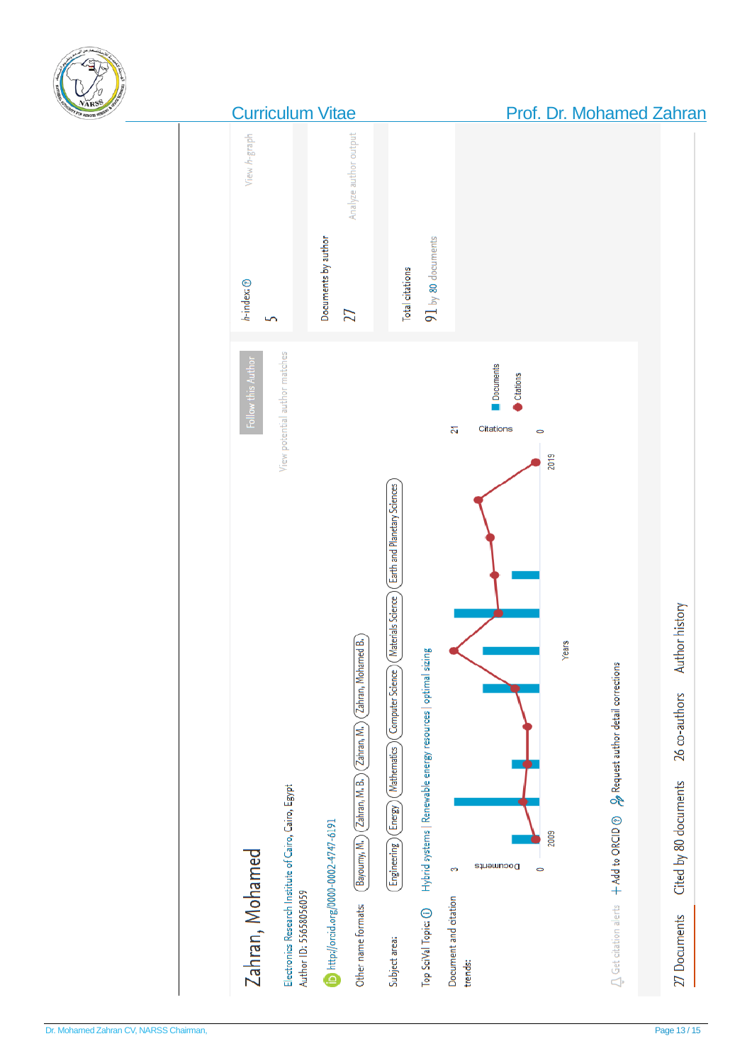# Zahran, Mohamed

Electronics Research Institute of Cairo, Cairo, Egypt
Author ID: 55658056059

http://orcid.org/0000-0002-4747-6191

Other name formats: Bayoumy, M. | Zahran, M. B. | Zahran, M. | Zahran, Mohamed B.

Subject area: Engineering | Energy | Mathematics | Computer Science | Materials Science | Earth and Planetary Sciences

Top SciVal Topic: Hybrid systems | Renewable energy resources | optimal sizing

Document and citation trends:

Follow this Author

View potential author matches

| | |
|---|---|
| h-index: 5 | View h-graph |
| Documents by author: 27 | Analyze author output |
| Total citations: 91 by 80 documents | |

Get citation alerts | + Add to ORCID | Request author detail corrections

27 Documents | Cited by 80 documents | 26 co-authors | Author history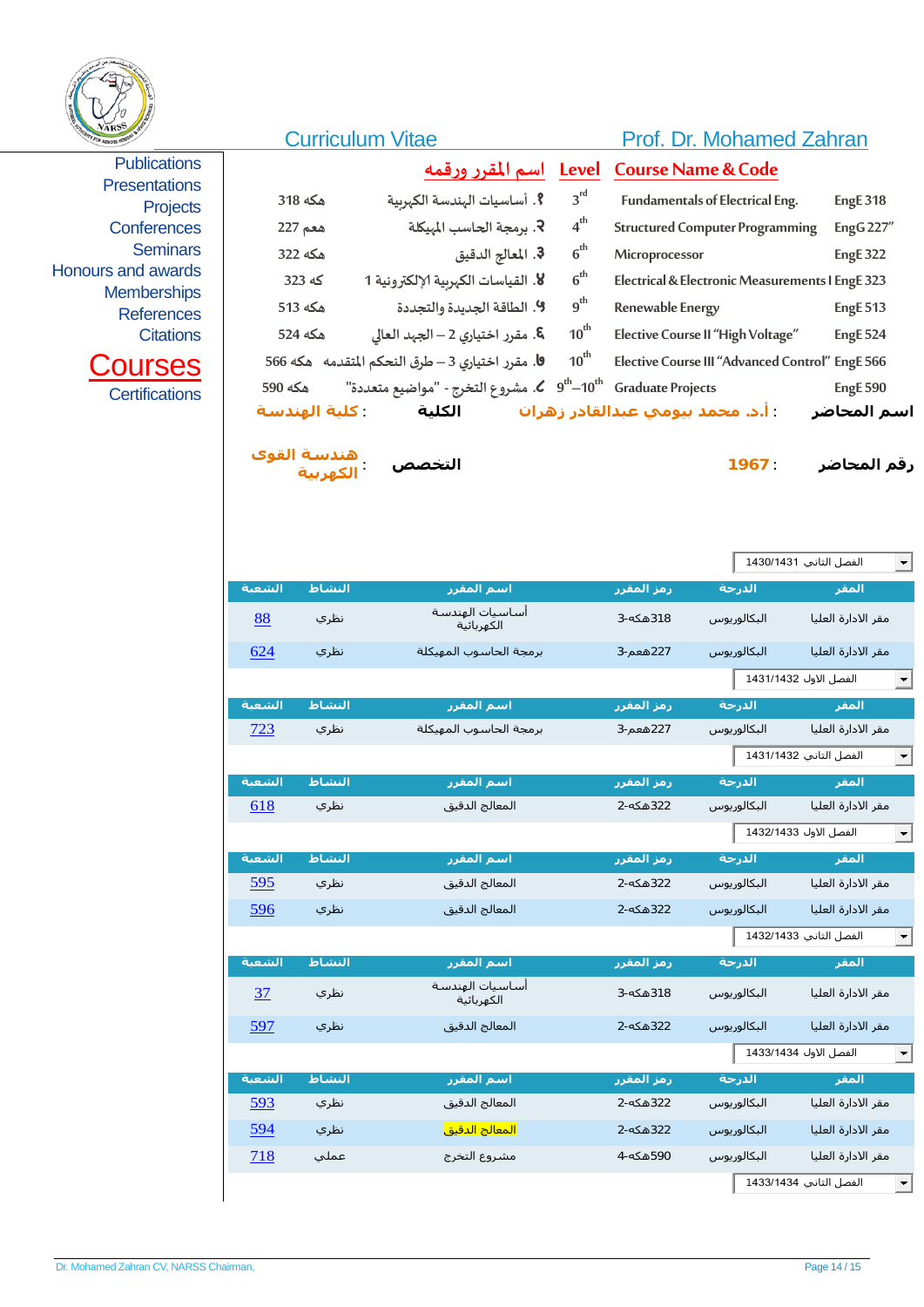Curriculum Vitae — Prof. Dr. Mohamed Zahran

Publications
Presentations
Projects
Conferences
Seminars
Honours and awards
Memberships
References
Citations
**Courses**
Certifications

| | اسم المقرر ورقمه | Level | Course Name & Code | |
|---|---|---|---|---|
| هكه 318 | .1 أساسيات الهندسة الكهربية | $3^{rd}$ | Fundamentals of Electrical Eng. | EngE 318 |
| هعم 227 | .2 برمجة الحاسب المهيكلة | $4^{th}$ | Structured Computer Programming | EngG 227" |
| هكه 322 | .3 المعالج الدقيق | $6^{th}$ | Microprocessor | EngE 322 |
| كه 323 | .4 القياسات الكهربية الإلكترونية 1 | $6^{th}$ | Electrical & Electronic Measurements I | EngE 323 |
| هكه 513 | .5 الطاقة الجديدة والتجددة | $9^{th}$ | Renewable Energy | EngE 513 |
| هكه 524 | .6 مقرر اختياري 2 – الجهد العالي | $10^{th}$ | Elective Course II "High Voltage" | EngE 524 |
| هكه 566 | .7 مقرر اختياري 3 – طرق النحكم المتقدمة | $10^{th}$ | Elective Course III "Advanced Control" | EngE 566 |
| هكه 590 | .8 مشروع التخرج - "مواضيع متعددة" | $9^{th}$–$10^{th}$ | Graduate Projects | EngE 590 |

اسم المحاضر : أ.د. محمد بيومي عبدالقادر زهران — الكلية : كلية الهندسة

رقم المحاضر : 1967 — التخصص : هندسة القوى الكهربية

الفصل الثاني 1430/1431

| المقر | الدرجة | رمز المقرر | اسم المقرر | النشاط | الشعبة |
|---|---|---|---|---|---|
| مقر الادارة العليا | البكالوريوس | 318هكه-3 | أساسيات الهندسة الكهربائية | نظري | 88 |
| مقر الادارة العليا | البكالوريوس | 227هعم-3 | برمجة الحاسوب المهيكلة | نظري | 624 |

الفصل الاول 1431/1432

| المقر | الدرجة | رمز المقرر | اسم المقرر | النشاط | الشعبة |
|---|---|---|---|---|---|
| مقر الادارة العليا | البكالوريوس | 227هعم-3 | برمجة الحاسوب المهيكلة | نظري | 723 |

الفصل الثاني 1431/1432

| المقر | الدرجة | رمز المقرر | اسم المقرر | النشاط | الشعبة |
|---|---|---|---|---|---|
| مقر الادارة العليا | البكالوريوس | 322هكه-2 | المعالج الدقيق | نظري | 618 |

الفصل الاول 1432/1433

| المقر | الدرجة | رمز المقرر | اسم المقرر | النشاط | الشعبة |
|---|---|---|---|---|---|
| مقر الادارة العليا | البكالوريوس | 322هكه-2 | المعالج الدقيق | نظري | 595 |
| مقر الادارة العليا | البكالوريوس | 322هكه-2 | المعالج الدقيق | نظري | 596 |

الفصل الثاني 1432/1433

| المقر | الدرجة | رمز المقرر | اسم المقرر | النشاط | الشعبة |
|---|---|---|---|---|---|
| مقر الادارة العليا | البكالوريوس | 318هكه-3 | أساسيات الهندسة الكهربائية | نظري | 37 |
| مقر الادارة العليا | البكالوريوس | 322هكه-2 | المعالج الدقيق | نظري | 597 |

الفصل الاول 1433/1434

| المقر | الدرجة | رمز المقرر | اسم المقرر | النشاط | الشعبة |
|---|---|---|---|---|---|
| مقر الادارة العليا | البكالوريوس | 322هكه-2 | المعالج الدقيق | نظري | 593 |
| مقر الادارة العليا | البكالوريوس | 322هكه-2 | المعالج الدقيق | نظري | 594 |
| مقر الادارة العليا | البكالوريوس | 590هكه-4 | مشروع التخرج | عملي | 718 |

الفصل الثاني 1433/1434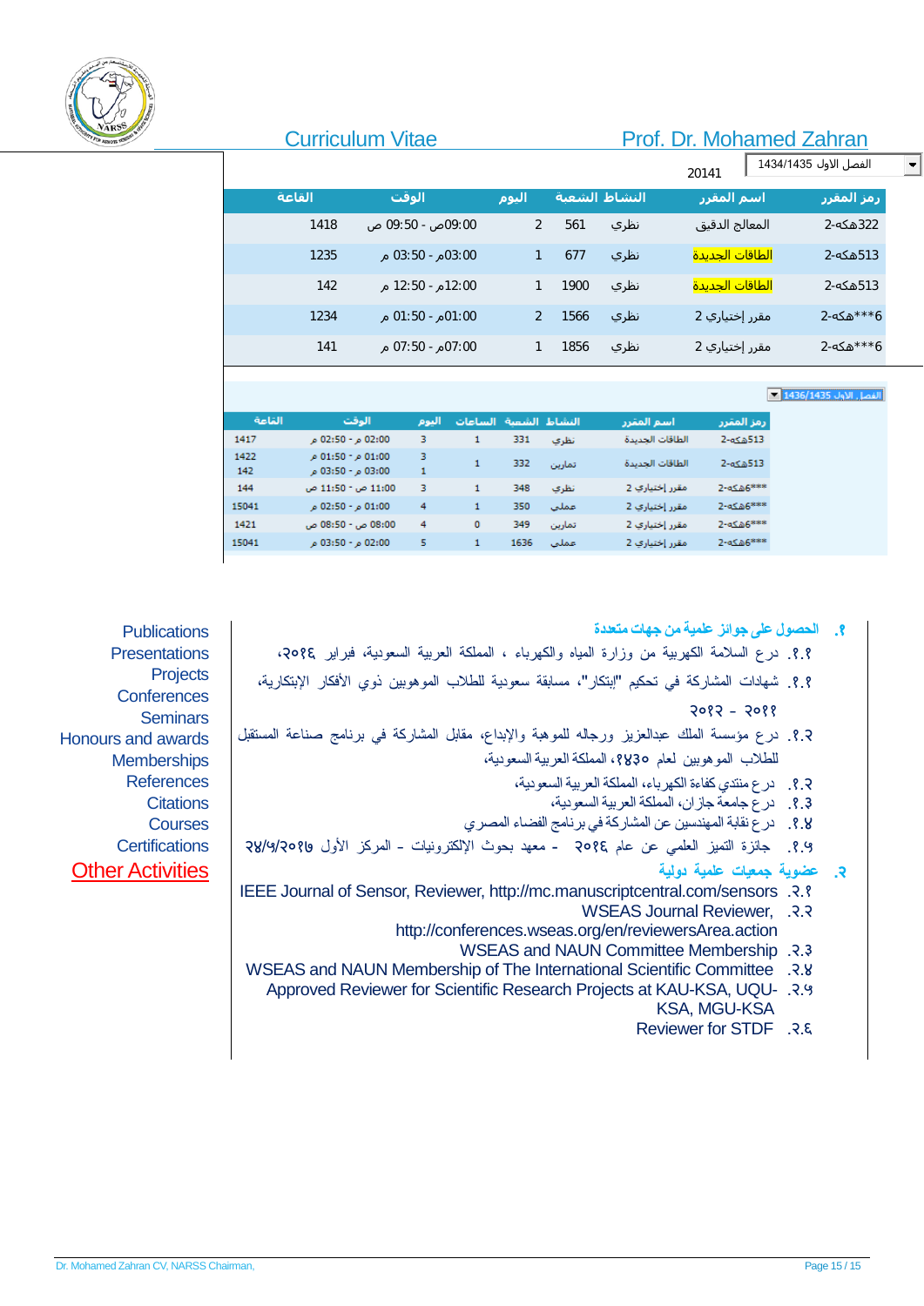Curriculum Vitae — Prof. Dr. Mohamed Zahran

الفصل الاول 1434/1435

20141

| رمز المقرر | اسم المقرر | النشاط الشعبة | | اليوم | الوقت | القاعة |
|---|---|---|---|---|---|---|
| 322هكه-2 | المعالج الدقيق | نظرى | 561 | 2 | 09:00ص - 09:50 ص | 1418 |
| 513هكه-2 | الطاقات الجديدة | نظرى | 677 | 1 | 03:00م - 03:50 م | 1235 |
| 513هكه-2 | الطاقات الجديدة | نظرى | 1900 | 1 | 12:00م - 12:50 م | 142 |
| 6***هكه-2 | مقرر إختيارى 2 | نظرى | 1566 | 2 | 01:00م - 01:50 م | 1234 |
| 6***هكه-2 | مقرر إختيارى 2 | نظرى | 1856 | 1 | 07:00م - 07:50 م | 141 |

الفصل الاول 1436/1435

| رمز المقرر | اسم المقرر | النشاط | الشعبة | الساعات | اليوم | الوقت | القاعة |
|---|---|---|---|---|---|---|---|
| 513هكه-2 | الطاقات الجديدة | نظرى | 331 | 1 | 3 | 02:00 - 02:50 م | 1417 |
| 513هكه-2 | الطاقات الجديدة | تمارين | 332 | 1 | 3<br>1 | 01:00 - 01:50 م<br>03:00 - 03:50 م | 1422<br>142 |
| 6***هكه-2 | مقرر إختيارى 2 | نظرى | 348 | 1 | 3 | 11:00 - 11:50 ص | 144 |
| 6***هكه-2 | مقرر إختيارى 2 | عملى | 350 | 1 | 4 | 01:00 - 02:50 م | 15041 |
| 6***هكه-2 | مقرر إختيارى 2 | تمارين | 349 | 0 | 4 | 08:00 - 08:50 ص | 1421 |
| 6***هكه-2 | مقرر إختيارى 2 | عملى | 1636 | 1 | 5 | 02:00 - 03:50 م | 15041 |

- Publications
- Presentations
- Projects
- Conferences
- Seminars
- Honours and awards
- Memberships
- References
- Citations
- Courses
- Certifications
- **Other Activities**

### ٩. الحصول على جوائز علمية من جهات متعددة

٩.١. درع السلامة الكهربية من وزارة المياه والكهرباء ، المملكة العربية السعودية، فبراير ٢٠١٤،

٩.١. شهادات المشاركة في تحكيم "إبتكار"، مسابقة سعودية للطلاب الموهوبين ذوي الأفكار الإبتكارية، ٢٠١١ - ٢٠١٢

٩.٢. درع مؤسسة الملك عبدالعزيز ورجاله للموهبة والإبداع، مقابل المشاركة في برنامج صناعة المستقبل للطلاب الموهوبين لعام ١٤٣٥، المملكة العربية السعودية،

٩.٢. درع منتدى كفاءة الكهرباء، المملكة العربية السعودية،

٩.٣. درع جامعة جازان، المملكة العربية السعودية،

٩.٤. درع نقابة المهندسين عن المشاركة في برنامج الفضاء المصري

٩.٥. جائزة التميز العلمي عن عام ٢٠١٤ - معهد بحوث الإلكترونيات - المركز الأول ٢٠١٦/٩/٢٨

### ٢. عضوية جمعيات علمية دولية

٢.١. IEEE Journal of Sensor, Reviewer, http://mc.manuscriptcentral.com/sensors

٢.٢. WSEAS Journal Reviewer, http://conferences.wseas.org/en/reviewersArea.action

٢.٣. WSEAS and NAUN Committee Membership

٢.٤. WSEAS and NAUN Membership of The International Scientific Committee

٢.٥. Approved Reviewer for Scientific Research Projects at KAU-KSA, UQU-KSA, MGU-KSA

٢.٦. Reviewer for STDF